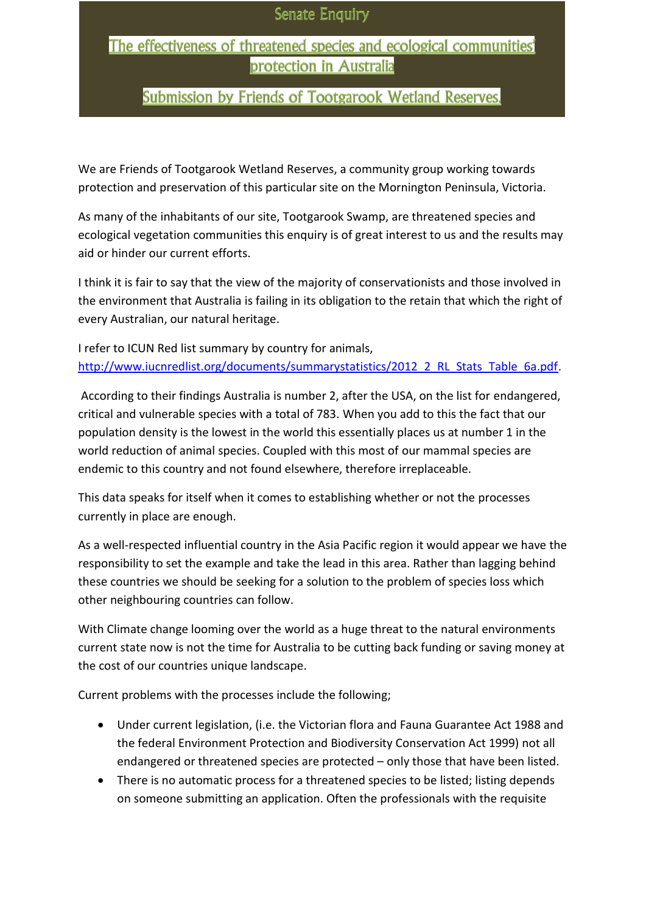# Senate Enquiry

## The effectiveness of threatened species and ecological communities' protection in Australia

## Submission by Friends of Tootgarook Wetland Reserves.

We are Friends of Tootgarook Wetland Reserves, a community group working towards protection and preservation of this particular site on the Mornington Peninsula, Victoria.

As many of the inhabitants of our site, Tootgarook Swamp, are threatened species and ecological vegetation communities this enquiry is of great interest to us and the results may aid or hinder our current efforts.

I think it is fair to say that the view of the majority of conservationists and those involved in the environment that Australia is failing in its obligation to the retain that which the right of every Australian, our natural heritage.

I refer to ICUN Red list summary by country for animals, http://www.iucnredlist.org/documents/summarystatistics/2012_2_RL_Stats_Table_6a.pdf.

According to their findings Australia is number 2, after the USA, on the list for endangered, critical and vulnerable species with a total of 783. When you add to this the fact that our population density is the lowest in the world this essentially places us at number 1 in the world reduction of animal species. Coupled with this most of our mammal species are endemic to this country and not found elsewhere, therefore irreplaceable.

This data speaks for itself when it comes to establishing whether or not the processes currently in place are enough.

As a well-respected influential country in the Asia Pacific region it would appear we have the responsibility to set the example and take the lead in this area. Rather than lagging behind these countries we should be seeking for a solution to the problem of species loss which other neighbouring countries can follow.

With Climate change looming over the world as a huge threat to the natural environments current state now is not the time for Australia to be cutting back funding or saving money at the cost of our countries unique landscape.

Current problems with the processes include the following;

- Under current legislation, (i.e. the Victorian flora and Fauna Guarantee Act 1988 and the federal Environment Protection and Biodiversity Conservation Act 1999) not all endangered or threatened species are protected – only those that have been listed.
- There is no automatic process for a threatened species to be listed; listing depends on someone submitting an application. Often the professionals with the requisite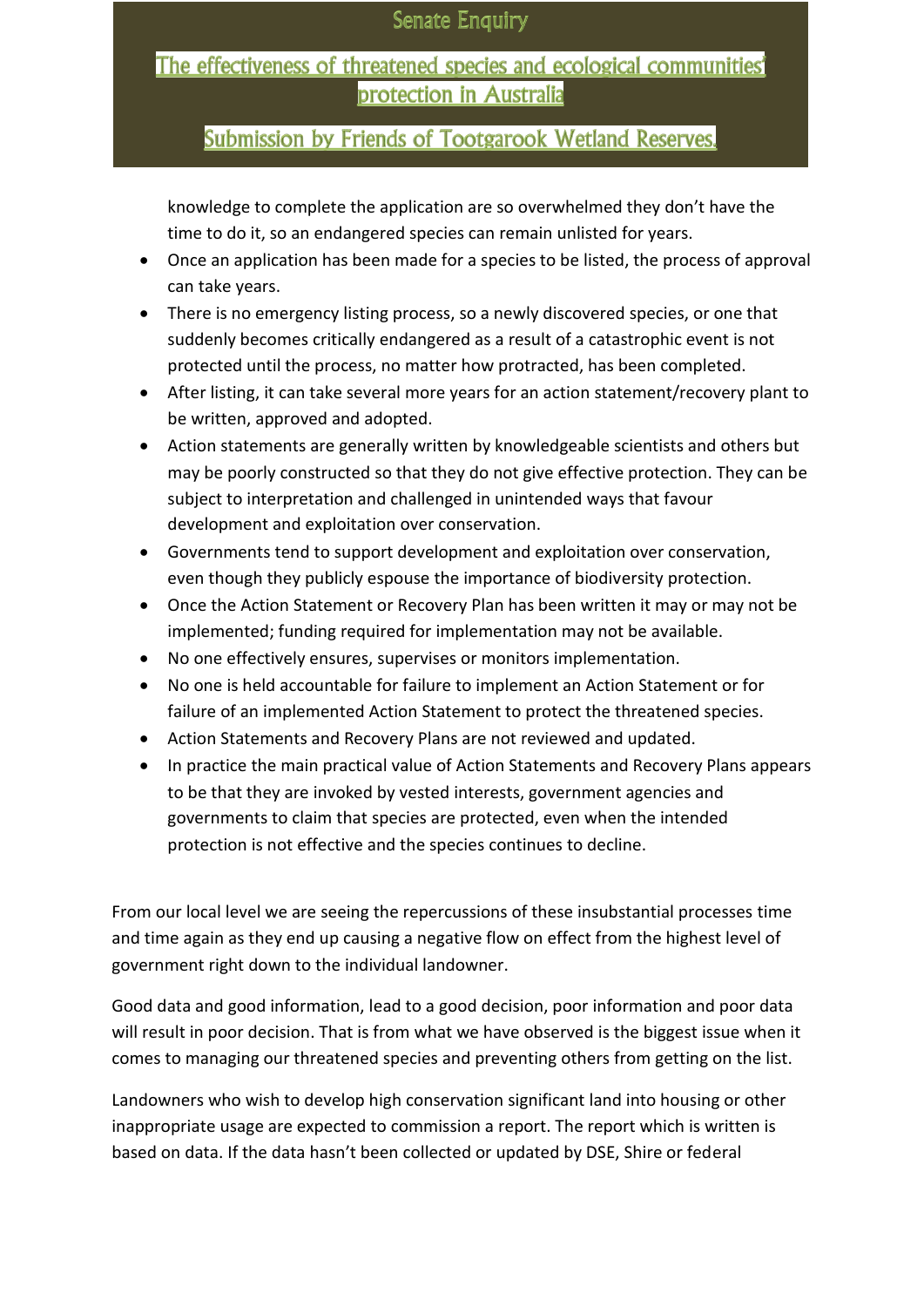knowledge to complete the application are so overwhelmed they don't have the time to do it, so an endangered species can remain unlisted for years.

- Once an application has been made for a species to be listed, the process of approval can take years.
- There is no emergency listing process, so a newly discovered species, or one that suddenly becomes critically endangered as a result of a catastrophic event is not protected until the process, no matter how protracted, has been completed.
- After listing, it can take several more years for an action statement/recovery plant to be written, approved and adopted.
- Action statements are generally written by knowledgeable scientists and others but may be poorly constructed so that they do not give effective protection. They can be subject to interpretation and challenged in unintended ways that favour development and exploitation over conservation.
- Governments tend to support development and exploitation over conservation, even though they publicly espouse the importance of biodiversity protection.
- Once the Action Statement or Recovery Plan has been written it may or may not be implemented; funding required for implementation may not be available.
- No one effectively ensures, supervises or monitors implementation.
- No one is held accountable for failure to implement an Action Statement or for failure of an implemented Action Statement to protect the threatened species.
- Action Statements and Recovery Plans are not reviewed and updated.
- In practice the main practical value of Action Statements and Recovery Plans appears to be that they are invoked by vested interests, government agencies and governments to claim that species are protected, even when the intended protection is not effective and the species continues to decline.

From our local level we are seeing the repercussions of these insubstantial processes time and time again as they end up causing a negative flow on effect from the highest level of government right down to the individual landowner.

Good data and good information, lead to a good decision, poor information and poor data will result in poor decision. That is from what we have observed is the biggest issue when it comes to managing our threatened species and preventing others from getting on the list.

Landowners who wish to develop high conservation significant land into housing or other inappropriate usage are expected to commission a report. The report which is written is based on data. If the data hasn't been collected or updated by DSE, Shire or federal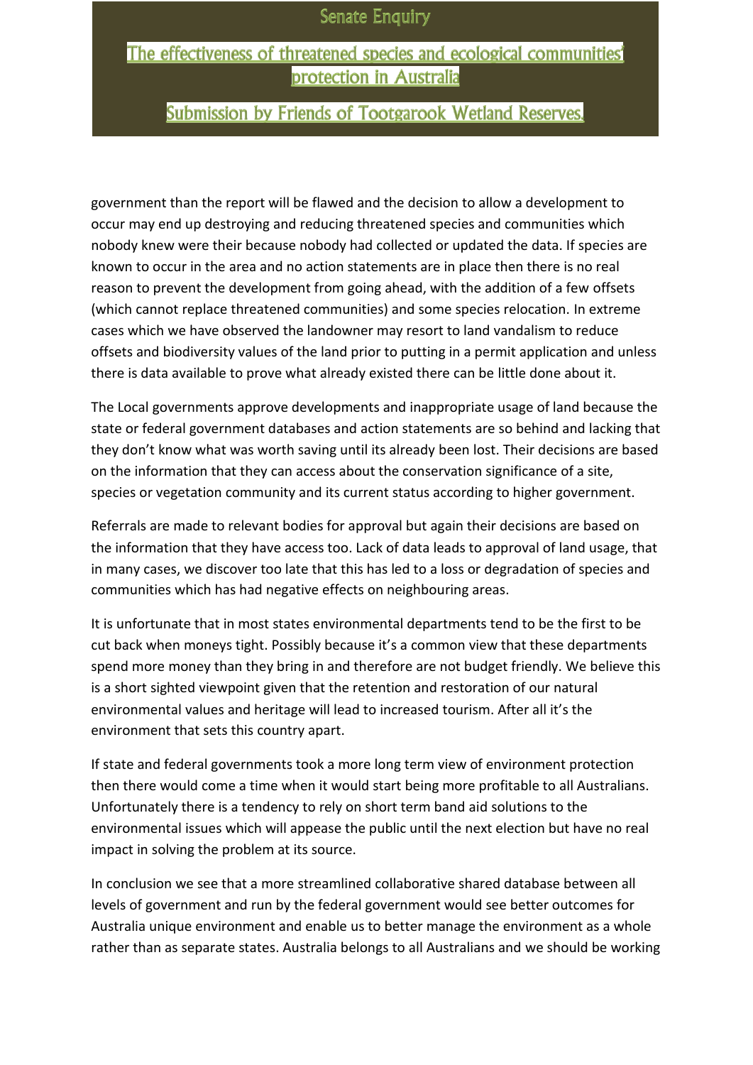government than the report will be flawed and the decision to allow a development to occur may end up destroying and reducing threatened species and communities which nobody knew were their because nobody had collected or updated the data. If species are known to occur in the area and no action statements are in place then there is no real reason to prevent the development from going ahead, with the addition of a few offsets (which cannot replace threatened communities) and some species relocation. In extreme cases which we have observed the landowner may resort to land vandalism to reduce offsets and biodiversity values of the land prior to putting in a permit application and unless there is data available to prove what already existed there can be little done about it.

The Local governments approve developments and inappropriate usage of land because the state or federal government databases and action statements are so behind and lacking that they don't know what was worth saving until its already been lost. Their decisions are based on the information that they can access about the conservation significance of a site, species or vegetation community and its current status according to higher government.

Referrals are made to relevant bodies for approval but again their decisions are based on the information that they have access too. Lack of data leads to approval of land usage, that in many cases, we discover too late that this has led to a loss or degradation of species and communities which has had negative effects on neighbouring areas.

It is unfortunate that in most states environmental departments tend to be the first to be cut back when moneys tight. Possibly because it's a common view that these departments spend more money than they bring in and therefore are not budget friendly. We believe this is a short sighted viewpoint given that the retention and restoration of our natural environmental values and heritage will lead to increased tourism. After all it's the environment that sets this country apart.

If state and federal governments took a more long term view of environment protection then there would come a time when it would start being more profitable to all Australians. Unfortunately there is a tendency to rely on short term band aid solutions to the environmental issues which will appease the public until the next election but have no real impact in solving the problem at its source.

In conclusion we see that a more streamlined collaborative shared database between all levels of government and run by the federal government would see better outcomes for Australia unique environment and enable us to better manage the environment as a whole rather than as separate states. Australia belongs to all Australians and we should be working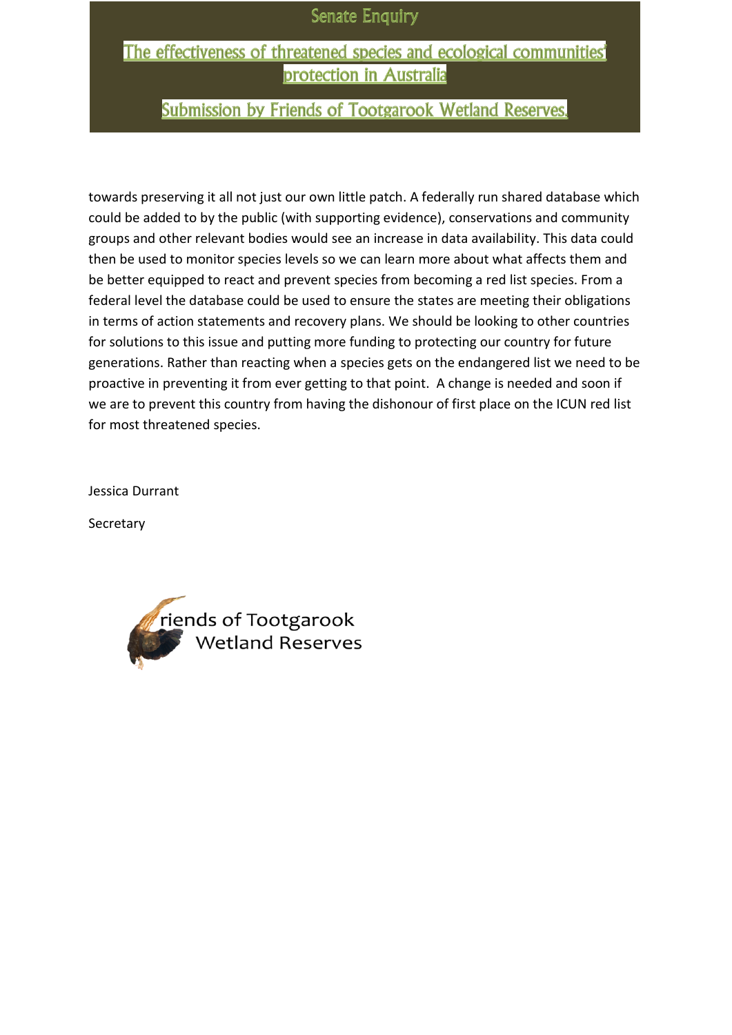towards preserving it all not just our own little patch. A federally run shared database which could be added to by the public (with supporting evidence), conservations and community groups and other relevant bodies would see an increase in data availability. This data could then be used to monitor species levels so we can learn more about what affects them and be better equipped to react and prevent species from becoming a red list species. From a federal level the database could be used to ensure the states are meeting their obligations in terms of action statements and recovery plans. We should be looking to other countries for solutions to this issue and putting more funding to protecting our country for future generations. Rather than reacting when a species gets on the endangered list we need to be proactive in preventing it from ever getting to that point. A change is needed and soon if we are to prevent this country from having the dishonour of first place on the ICUN red list for most threatened species.

Jessica Durrant

Secretary

Friends of Tootgarook Wetland Reserves